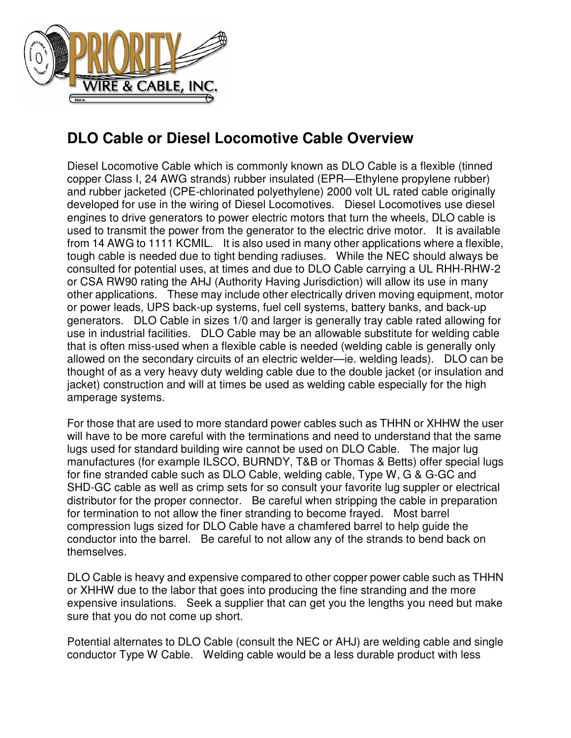# DLO Cable or Diesel Locomotive Cable Overview

Diesel Locomotive Cable which is commonly known as DLO Cable is a flexible (tinned copper Class I, 24 AWG strands) rubber insulated (EPR—Ethylene propylene rubber) and rubber jacketed (CPE-chlorinated polyethylene) 2000 volt UL rated cable originally developed for use in the wiring of Diesel Locomotives. Diesel Locomotives use diesel engines to drive generators to power electric motors that turn the wheels, DLO cable is used to transmit the power from the generator to the electric drive motor. It is available from 14 AWG to 1111 KCMIL. It is also used in many other applications where a flexible, tough cable is needed due to tight bending radiuses. While the NEC should always be consulted for potential uses, at times and due to DLO Cable carrying a UL RHH-RHW-2 or CSA RW90 rating the AHJ (Authority Having Jurisdiction) will allow its use in many other applications. These may include other electrically driven moving equipment, motor or power leads, UPS back-up systems, fuel cell systems, battery banks, and back-up generators. DLO Cable in sizes 1/0 and larger is generally tray cable rated allowing for use in industrial facilities. DLO Cable may be an allowable substitute for welding cable that is often miss-used when a flexible cable is needed (welding cable is generally only allowed on the secondary circuits of an electric welder—ie. welding leads). DLO can be thought of as a very heavy duty welding cable due to the double jacket (or insulation and jacket) construction and will at times be used as welding cable especially for the high amperage systems.

For those that are used to more standard power cables such as THHN or XHHW the user will have to be more careful with the terminations and need to understand that the same lugs used for standard building wire cannot be used on DLO Cable. The major lug manufactures (for example ILSCO, BURNDY, T&B or Thomas & Betts) offer special lugs for fine stranded cable such as DLO Cable, welding cable, Type W, G & G-GC and SHD-GC cable as well as crimp sets for so consult your favorite lug suppler or electrical distributor for the proper connector. Be careful when stripping the cable in preparation for termination to not allow the finer stranding to become frayed. Most barrel compression lugs sized for DLO Cable have a chamfered barrel to help guide the conductor into the barrel. Be careful to not allow any of the strands to bend back on themselves.

DLO Cable is heavy and expensive compared to other copper power cable such as THHN or XHHW due to the labor that goes into producing the fine stranding and the more expensive insulations. Seek a supplier that can get you the lengths you need but make sure that you do not come up short.

Potential alternates to DLO Cable (consult the NEC or AHJ) are welding cable and single conductor Type W Cable. Welding cable would be a less durable product with less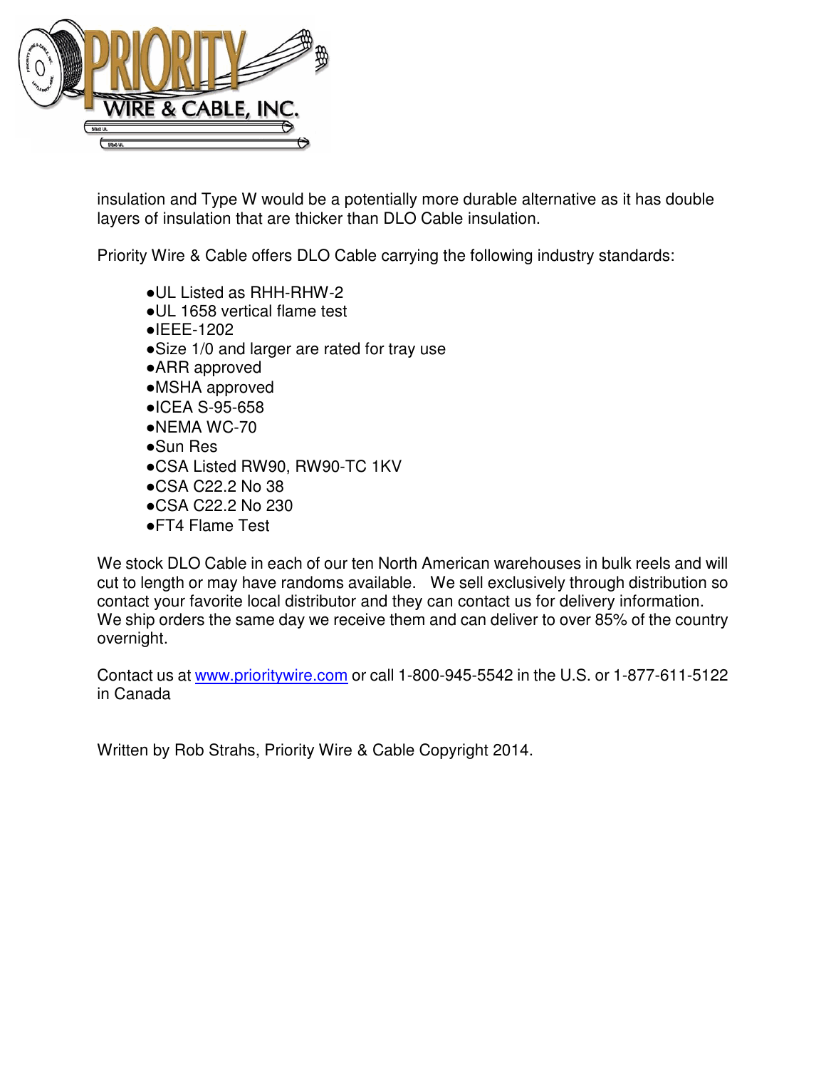insulation and Type W would be a potentially more durable alternative as it has double layers of insulation that are thicker than DLO Cable insulation.

Priority Wire & Cable offers DLO Cable carrying the following industry standards:

- UL Listed as RHH-RHW-2
- UL 1658 vertical flame test
- IEEE-1202
- Size 1/0 and larger are rated for tray use
- ARR approved
- MSHA approved
- ICEA S-95-658
- NEMA WC-70
- Sun Res
- CSA Listed RW90, RW90-TC 1KV
- CSA C22.2 No 38
- CSA C22.2 No 230
- FT4 Flame Test

We stock DLO Cable in each of our ten North American warehouses in bulk reels and will cut to length or may have randoms available. We sell exclusively through distribution so contact your favorite local distributor and they can contact us for delivery information. We ship orders the same day we receive them and can deliver to over 85% of the country overnight.

Contact us at [www.prioritywire.com](http://www.prioritywire.com) or call 1-800-945-5542 in the U.S. or 1-877-611-5122 in Canada

Written by Rob Strahs, Priority Wire & Cable Copyright 2014.